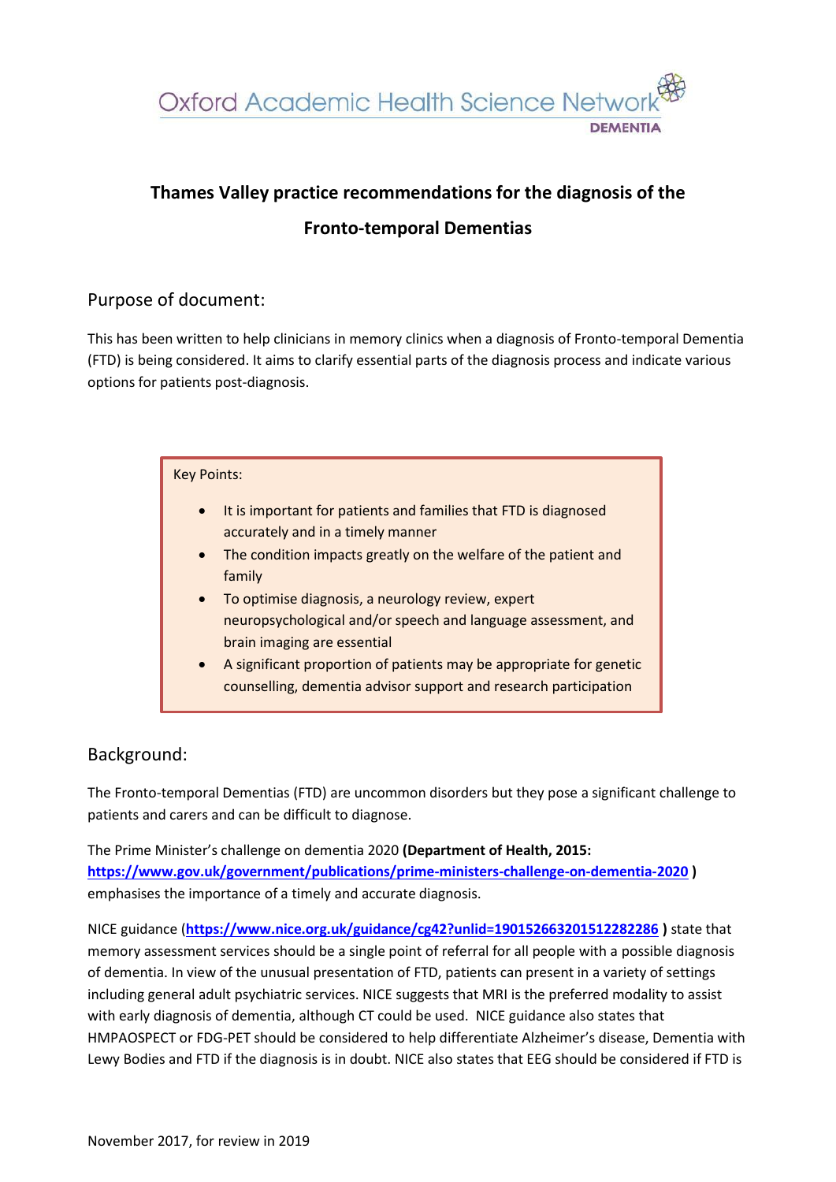Oxford Academic Health Science Network
DEMENTIA

# Thames Valley practice recommendations for the diagnosis of the Fronto-temporal Dementias

## Purpose of document:

This has been written to help clinicians in memory clinics when a diagnosis of Fronto-temporal Dementia (FTD) is being considered. It aims to clarify essential parts of the diagnosis process and indicate various options for patients post-diagnosis.

> Key Points:
>
> - It is important for patients and families that FTD is diagnosed accurately and in a timely manner
> - The condition impacts greatly on the welfare of the patient and family
> - To optimise diagnosis, a neurology review, expert neuropsychological and/or speech and language assessment, and brain imaging are essential
> - A significant proportion of patients may be appropriate for genetic counselling, dementia advisor support and research participation

## Background:

The Fronto-temporal Dementias (FTD) are uncommon disorders but they pose a significant challenge to patients and carers and can be difficult to diagnose.

The Prime Minister's challenge on dementia 2020 **(Department of Health, 2015: [https://www.gov.uk/government/publications/prime-ministers-challenge-on-dementia-2020](https://www.gov.uk/government/publications/prime-ministers-challenge-on-dementia-2020) )** emphasises the importance of a timely and accurate diagnosis.

NICE guidance (**[https://www.nice.org.uk/guidance/cg42?unlid=190152663201512282286](https://www.nice.org.uk/guidance/cg42?unlid=190152663201512282286) )** state that memory assessment services should be a single point of referral for all people with a possible diagnosis of dementia. In view of the unusual presentation of FTD, patients can present in a variety of settings including general adult psychiatric services. NICE suggests that MRI is the preferred modality to assist with early diagnosis of dementia, although CT could be used. NICE guidance also states that HMPAOSPECT or FDG-PET should be considered to help differentiate Alzheimer's disease, Dementia with Lewy Bodies and FTD if the diagnosis is in doubt. NICE also states that EEG should be considered if FTD is

November 2017, for review in 2019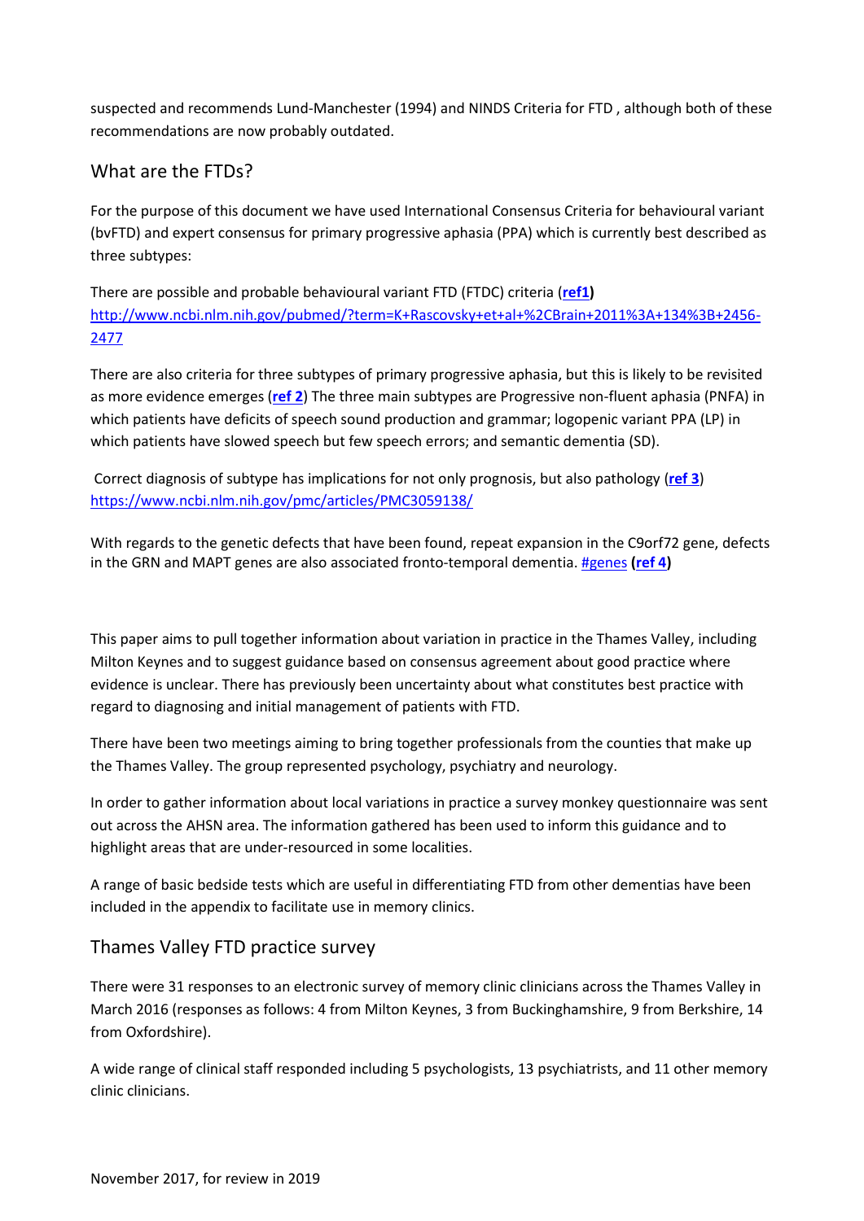suspected and recommends Lund-Manchester (1994) and NINDS Criteria for FTD , although both of these recommendations are now probably outdated.

## What are the FTDs?

For the purpose of this document we have used International Consensus Criteria for behavioural variant (bvFTD) and expert consensus for primary progressive aphasia (PPA) which is currently best described as three subtypes:

There are possible and probable behavioural variant FTD (FTDC) criteria (**ref1**) http://www.ncbi.nlm.nih.gov/pubmed/?term=K+Rascovsky+et+al+%2CBrain+2011%3A+134%3B+2456-2477

There are also criteria for three subtypes of primary progressive aphasia, but this is likely to be revisited as more evidence emerges (**ref 2**) The three main subtypes are Progressive non-fluent aphasia (PNFA) in which patients have deficits of speech sound production and grammar; logopenic variant PPA (LP) in which patients have slowed speech but few speech errors; and semantic dementia (SD).

Correct diagnosis of subtype has implications for not only prognosis, but also pathology (**ref 3**) https://www.ncbi.nlm.nih.gov/pmc/articles/PMC3059138/

With regards to the genetic defects that have been found, repeat expansion in the C9orf72 gene, defects in the GRN and MAPT genes are also associated fronto-temporal dementia. #genes **(ref 4)**

This paper aims to pull together information about variation in practice in the Thames Valley, including Milton Keynes and to suggest guidance based on consensus agreement about good practice where evidence is unclear. There has previously been uncertainty about what constitutes best practice with regard to diagnosing and initial management of patients with FTD.

There have been two meetings aiming to bring together professionals from the counties that make up the Thames Valley. The group represented psychology, psychiatry and neurology.

In order to gather information about local variations in practice a survey monkey questionnaire was sent out across the AHSN area. The information gathered has been used to inform this guidance and to highlight areas that are under-resourced in some localities.

A range of basic bedside tests which are useful in differentiating FTD from other dementias have been included in the appendix to facilitate use in memory clinics.

## Thames Valley FTD practice survey

There were 31 responses to an electronic survey of memory clinic clinicians across the Thames Valley in March 2016 (responses as follows: 4 from Milton Keynes, 3 from Buckinghamshire, 9 from Berkshire, 14 from Oxfordshire).

A wide range of clinical staff responded including 5 psychologists, 13 psychiatrists, and 11 other memory clinic clinicians.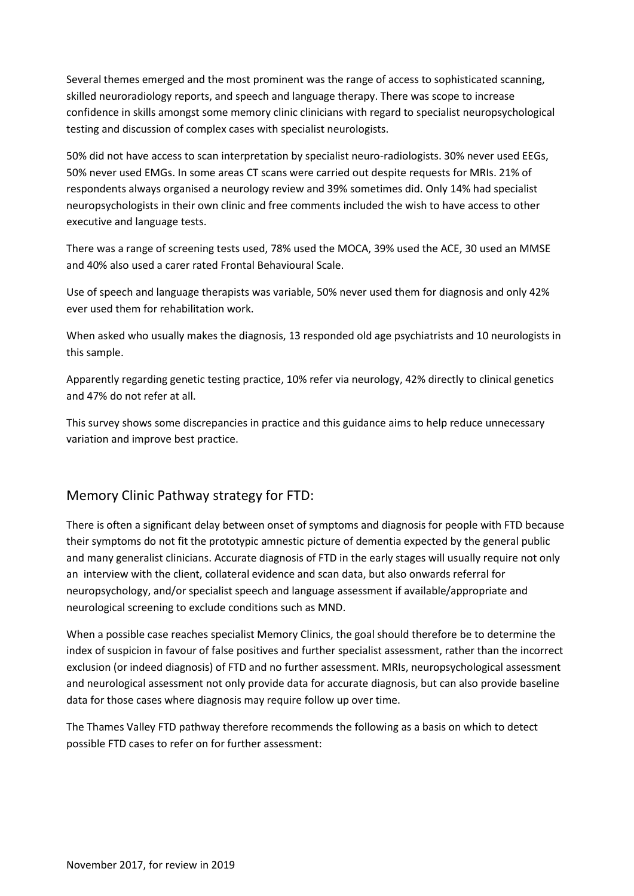Several themes emerged and the most prominent was the range of access to sophisticated scanning, skilled neuroradiology reports, and speech and language therapy. There was scope to increase confidence in skills amongst some memory clinic clinicians with regard to specialist neuropsychological testing and discussion of complex cases with specialist neurologists.

50% did not have access to scan interpretation by specialist neuro-radiologists. 30% never used EEGs, 50% never used EMGs. In some areas CT scans were carried out despite requests for MRIs. 21% of respondents always organised a neurology review and 39% sometimes did. Only 14% had specialist neuropsychologists in their own clinic and free comments included the wish to have access to other executive and language tests.

There was a range of screening tests used, 78% used the MOCA, 39% used the ACE, 30 used an MMSE and 40% also used a carer rated Frontal Behavioural Scale.

Use of speech and language therapists was variable, 50% never used them for diagnosis and only 42% ever used them for rehabilitation work.

When asked who usually makes the diagnosis, 13 responded old age psychiatrists and 10 neurologists in this sample.

Apparently regarding genetic testing practice, 10% refer via neurology, 42% directly to clinical genetics and 47% do not refer at all.

This survey shows some discrepancies in practice and this guidance aims to help reduce unnecessary variation and improve best practice.

## Memory Clinic Pathway strategy for FTD:

There is often a significant delay between onset of symptoms and diagnosis for people with FTD because their symptoms do not fit the prototypic amnestic picture of dementia expected by the general public and many generalist clinicians. Accurate diagnosis of FTD in the early stages will usually require not only an interview with the client, collateral evidence and scan data, but also onwards referral for neuropsychology, and/or specialist speech and language assessment if available/appropriate and neurological screening to exclude conditions such as MND.

When a possible case reaches specialist Memory Clinics, the goal should therefore be to determine the index of suspicion in favour of false positives and further specialist assessment, rather than the incorrect exclusion (or indeed diagnosis) of FTD and no further assessment. MRIs, neuropsychological assessment and neurological assessment not only provide data for accurate diagnosis, but can also provide baseline data for those cases where diagnosis may require follow up over time.

The Thames Valley FTD pathway therefore recommends the following as a basis on which to detect possible FTD cases to refer on for further assessment: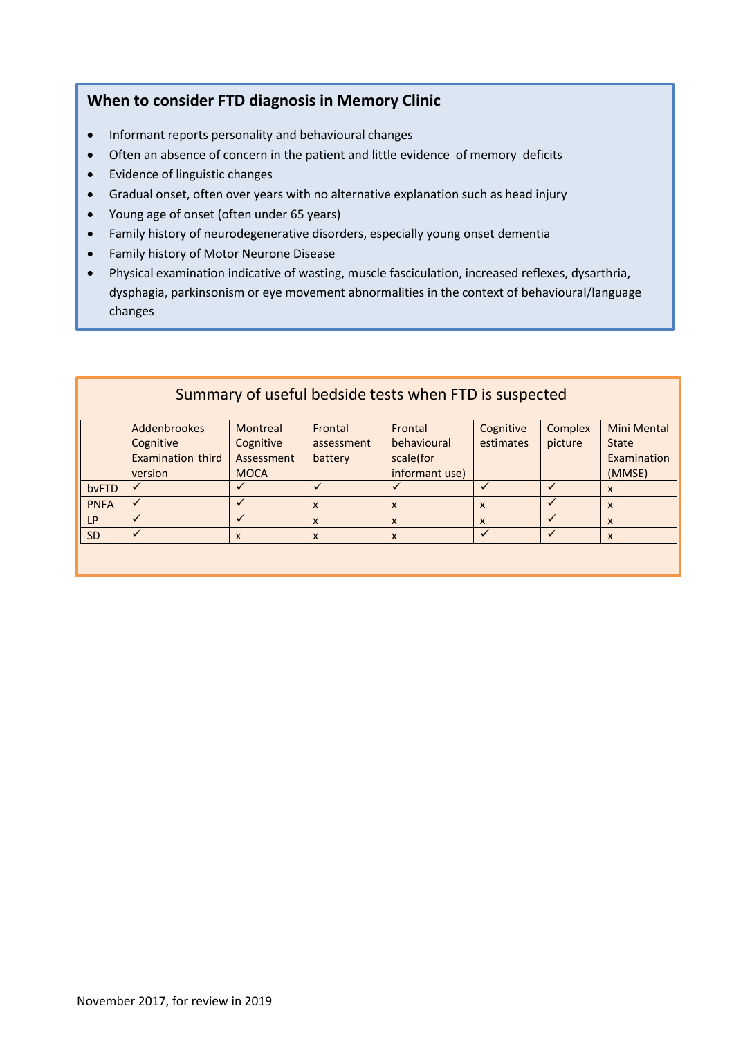## When to consider FTD diagnosis in Memory Clinic

- Informant reports personality and behavioural changes
- Often an absence of concern in the patient and little evidence of memory deficits
- Evidence of linguistic changes
- Gradual onset, often over years with no alternative explanation such as head injury
- Young age of onset (often under 65 years)
- Family history of neurodegenerative disorders, especially young onset dementia
- Family history of Motor Neurone Disease
- Physical examination indicative of wasting, muscle fasciculation, increased reflexes, dysarthria, dysphagia, parkinsonism or eye movement abnormalities in the context of behavioural/language changes

## Summary of useful bedside tests when FTD is suspected

| | Addenbrookes Cognitive Examination third version | Montreal Cognitive Assessment MOCA | Frontal assessment battery | Frontal behavioural scale(for informant use) | Cognitive estimates | Complex picture | Mini Mental State Examination (MMSE) |
|---|---|---|---|---|---|---|---|
| bvFTD | ✓ | ✓ | ✓ | ✓ | ✓ | ✓ | x |
| PNFA | ✓ | ✓ | x | x | x | ✓ | x |
| LP | ✓ | ✓ | x | x | x | ✓ | x |
| SD | ✓ | x | x | x | ✓ | ✓ | x |

November 2017, for review in 2019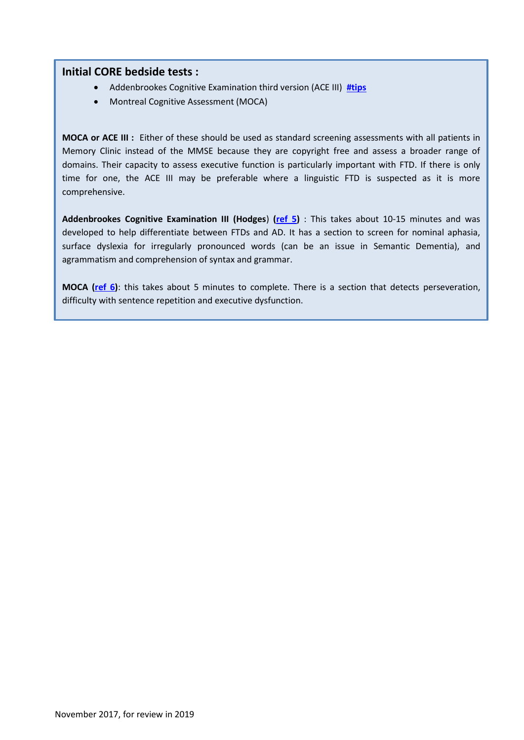## Initial CORE bedside tests :

- Addenbrookes Cognitive Examination third version (ACE III) **#tips**
- Montreal Cognitive Assessment (MOCA)

**MOCA or ACE III :** Either of these should be used as standard screening assessments with all patients in Memory Clinic instead of the MMSE because they are copyright free and assess a broader range of domains. Their capacity to assess executive function is particularly important with FTD. If there is only time for one, the ACE III may be preferable where a linguistic FTD is suspected as it is more comprehensive.

**Addenbrookes Cognitive Examination III (Hodges**) **(ref 5)** : This takes about 10-15 minutes and was developed to help differentiate between FTDs and AD. It has a section to screen for nominal aphasia, surface dyslexia for irregularly pronounced words (can be an issue in Semantic Dementia), and agrammatism and comprehension of syntax and grammar.

**MOCA (ref 6)**: this takes about 5 minutes to complete. There is a section that detects perseveration, difficulty with sentence repetition and executive dysfunction.

November 2017, for review in 2019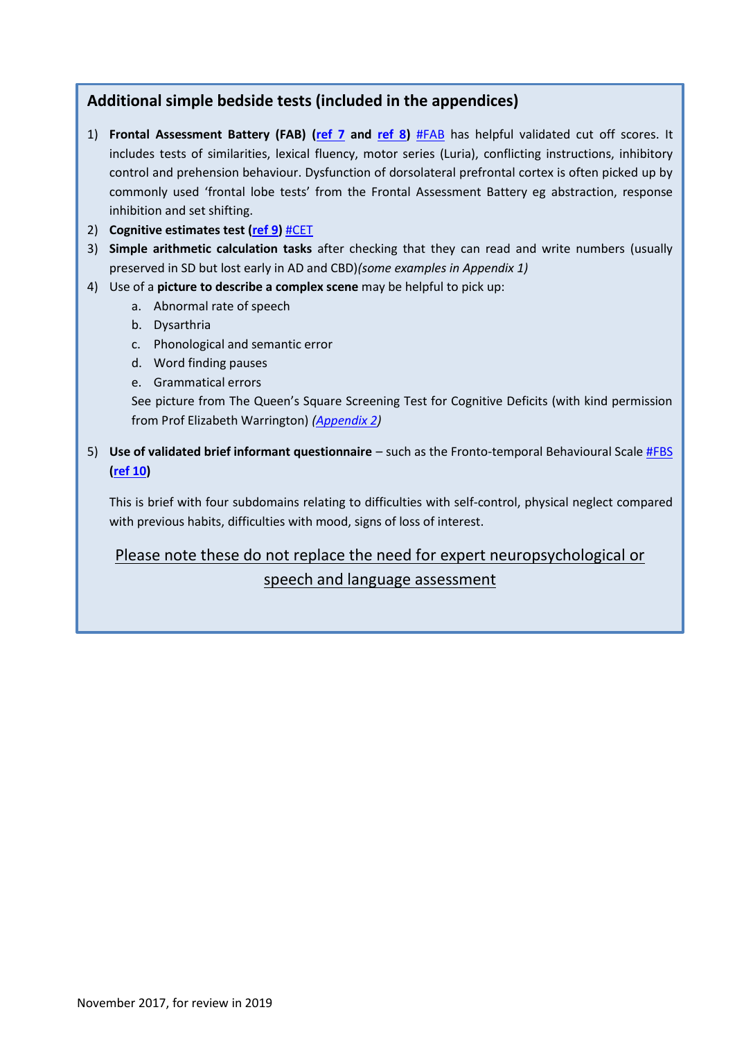## Additional simple bedside tests (included in the appendices)

1) **Frontal Assessment Battery (FAB) (ref 7 and ref 8)** #FAB has helpful validated cut off scores. It includes tests of similarities, lexical fluency, motor series (Luria), conflicting instructions, inhibitory control and prehension behaviour. Dysfunction of dorsolateral prefrontal cortex is often picked up by commonly used 'frontal lobe tests' from the Frontal Assessment Battery eg abstraction, response inhibition and set shifting.
2) **Cognitive estimates test (ref 9)** #CET
3) **Simple arithmetic calculation tasks** after checking that they can read and write numbers (usually preserved in SD but lost early in AD and CBD)*(some examples in Appendix 1)*
4) Use of a **picture to describe a complex scene** may be helpful to pick up:
   a. Abnormal rate of speech
   b. Dysarthria
   c. Phonological and semantic error
   d. Word finding pauses
   e. Grammatical errors

   See picture from The Queen's Square Screening Test for Cognitive Deficits (with kind permission from Prof Elizabeth Warrington) *(Appendix 2)*

5) **Use of validated brief informant questionnaire** – such as the Fronto-temporal Behavioural Scale #FBS **(ref 10)**

   This is brief with four subdomains relating to difficulties with self-control, physical neglect compared with previous habits, difficulties with mood, signs of loss of interest.

<u>Please note these do not replace the need for expert neuropsychological or speech and language assessment</u>

November 2017, for review in 2019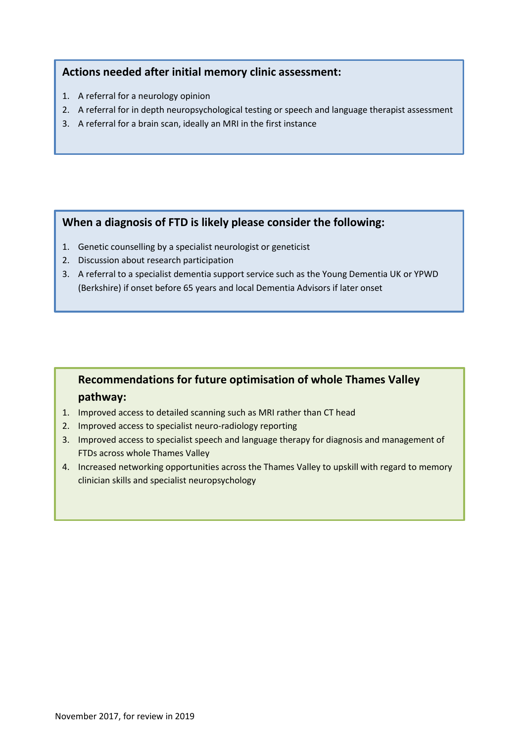## Actions needed after initial memory clinic assessment:

1. A referral for a neurology opinion
2. A referral for in depth neuropsychological testing or speech and language therapist assessment
3. A referral for a brain scan, ideally an MRI in the first instance

## When a diagnosis of FTD is likely please consider the following:

1. Genetic counselling by a specialist neurologist or geneticist
2. Discussion about research participation
3. A referral to a specialist dementia support service such as the Young Dementia UK or YPWD (Berkshire) if onset before 65 years and local Dementia Advisors if later onset

## Recommendations for future optimisation of whole Thames Valley pathway:

1. Improved access to detailed scanning such as MRI rather than CT head
2. Improved access to specialist neuro-radiology reporting
3. Improved access to specialist speech and language therapy for diagnosis and management of FTDs across whole Thames Valley
4. Increased networking opportunities across the Thames Valley to upskill with regard to memory clinician skills and specialist neuropsychology

November 2017, for review in 2019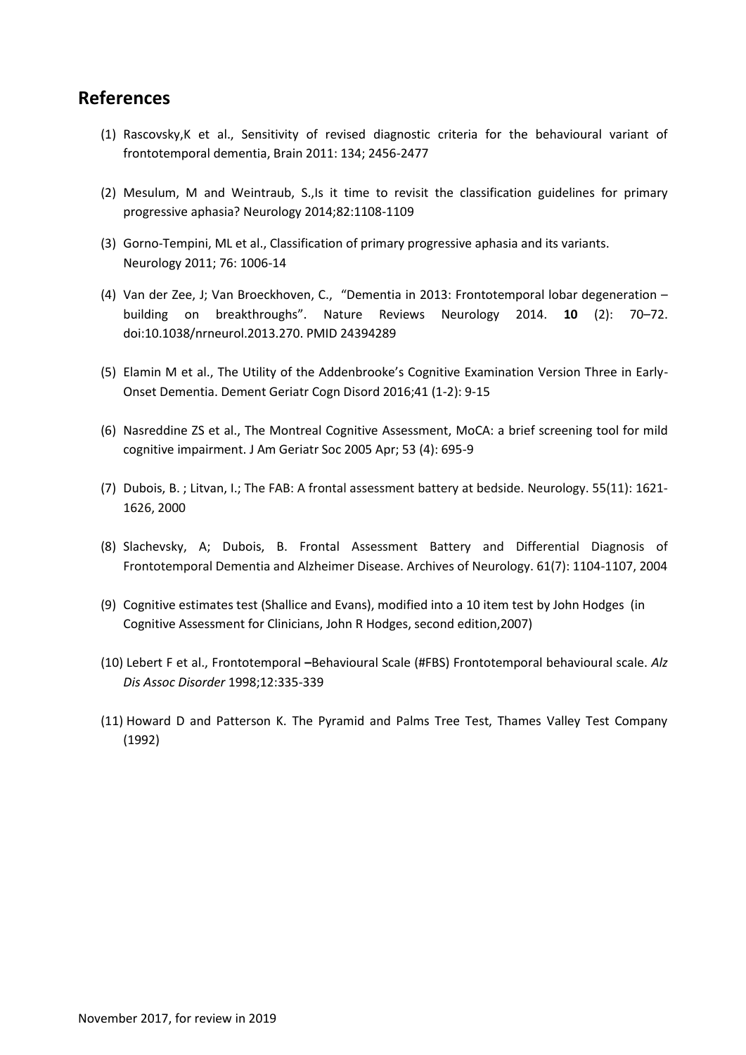## References

(1) Rascovsky,K et al., Sensitivity of revised diagnostic criteria for the behavioural variant of frontotemporal dementia, Brain 2011: 134; 2456-2477

(2) Mesulum, M and Weintraub, S.,Is it time to revisit the classification guidelines for primary progressive aphasia? Neurology 2014;82:1108-1109

(3) Gorno-Tempini, ML et al., Classification of primary progressive aphasia and its variants. Neurology 2011; 76: 1006-14

(4) Van der Zee, J; Van Broeckhoven, C., "Dementia in 2013: Frontotemporal lobar degeneration – building on breakthroughs". Nature Reviews Neurology 2014. **10** (2): 70–72. doi:10.1038/nrneurol.2013.270. PMID 24394289

(5) Elamin M et al., The Utility of the Addenbrooke's Cognitive Examination Version Three in Early-Onset Dementia. Dement Geriatr Cogn Disord 2016;41 (1-2): 9-15

(6) Nasreddine ZS et al., The Montreal Cognitive Assessment, MoCA: a brief screening tool for mild cognitive impairment. J Am Geriatr Soc 2005 Apr; 53 (4): 695-9

(7) Dubois, B. ; Litvan, I.; The FAB: A frontal assessment battery at bedside. Neurology. 55(11): 1621-1626, 2000

(8) Slachevsky, A; Dubois, B. Frontal Assessment Battery and Differential Diagnosis of Frontotemporal Dementia and Alzheimer Disease. Archives of Neurology. 61(7): 1104-1107, 2004

(9) Cognitive estimates test (Shallice and Evans), modified into a 10 item test by John Hodges (in Cognitive Assessment for Clinicians, John R Hodges, second edition,2007)

(10) Lebert F et al., Frontotemporal **–**Behavioural Scale (#FBS) Frontotemporal behavioural scale. *Alz Dis Assoc Disorder* 1998;12:335-339

(11) Howard D and Patterson K. The Pyramid and Palms Tree Test, Thames Valley Test Company (1992)

November 2017, for review in 2019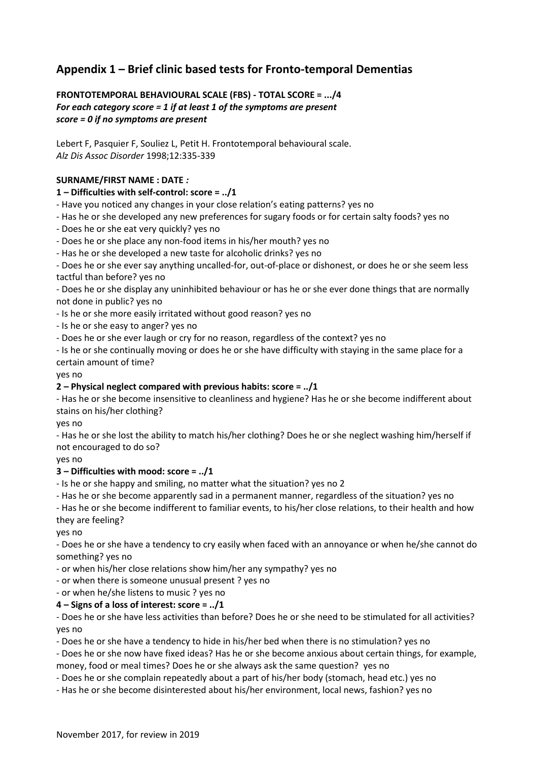## Appendix 1 – Brief clinic based tests for Fronto-temporal Dementias

**FRONTOTEMPORAL BEHAVIOURAL SCALE (FBS) - TOTAL SCORE = .../4**
***For each category score = 1 if at least 1 of the symptoms are present***
***score = 0 if no symptoms are present***

Lebert F, Pasquier F, Souliez L, Petit H. Frontotemporal behavioural scale.
*Alz Dis Assoc Disorder* 1998;12:335-339

**SURNAME/FIRST NAME : DATE** ***:***

**1 – Difficulties with self-control: score = ../1**

- Have you noticed any changes in your close relation's eating patterns? yes no
- Has he or she developed any new preferences for sugary foods or for certain salty foods? yes no
- Does he or she eat very quickly? yes no
- Does he or she place any non-food items in his/her mouth? yes no
- Has he or she developed a new taste for alcoholic drinks? yes no
- Does he or she ever say anything uncalled-for, out-of-place or dishonest, or does he or she seem less tactful than before? yes no
- Does he or she display any uninhibited behaviour or has he or she ever done things that are normally not done in public? yes no
- Is he or she more easily irritated without good reason? yes no
- Is he or she easy to anger? yes no
- Does he or she ever laugh or cry for no reason, regardless of the context? yes no
- Is he or she continually moving or does he or she have difficulty with staying in the same place for a certain amount of time?
yes no

**2 – Physical neglect compared with previous habits: score = ../1**

- Has he or she become insensitive to cleanliness and hygiene? Has he or she become indifferent about stains on his/her clothing?
yes no
- Has he or she lost the ability to match his/her clothing? Does he or she neglect washing him/herself if not encouraged to do so?
yes no

**3 – Difficulties with mood: score = ../1**

- Is he or she happy and smiling, no matter what the situation? yes no 2
- Has he or she become apparently sad in a permanent manner, regardless of the situation? yes no
- Has he or she become indifferent to familiar events, to his/her close relations, to their health and how they are feeling?
yes no
- Does he or she have a tendency to cry easily when faced with an annoyance or when he/she cannot do something? yes no
- or when his/her close relations show him/her any sympathy? yes no
- or when there is someone unusual present ? yes no
- or when he/she listens to music ? yes no

**4 – Signs of a loss of interest: score = ../1**

- Does he or she have less activities than before? Does he or she need to be stimulated for all activities?
yes no
- Does he or she have a tendency to hide in his/her bed when there is no stimulation? yes no
- Does he or she now have fixed ideas? Has he or she become anxious about certain things, for example, money, food or meal times? Does he or she always ask the same question? yes no
- Does he or she complain repeatedly about a part of his/her body (stomach, head etc.) yes no
- Has he or she become disinterested about his/her environment, local news, fashion? yes no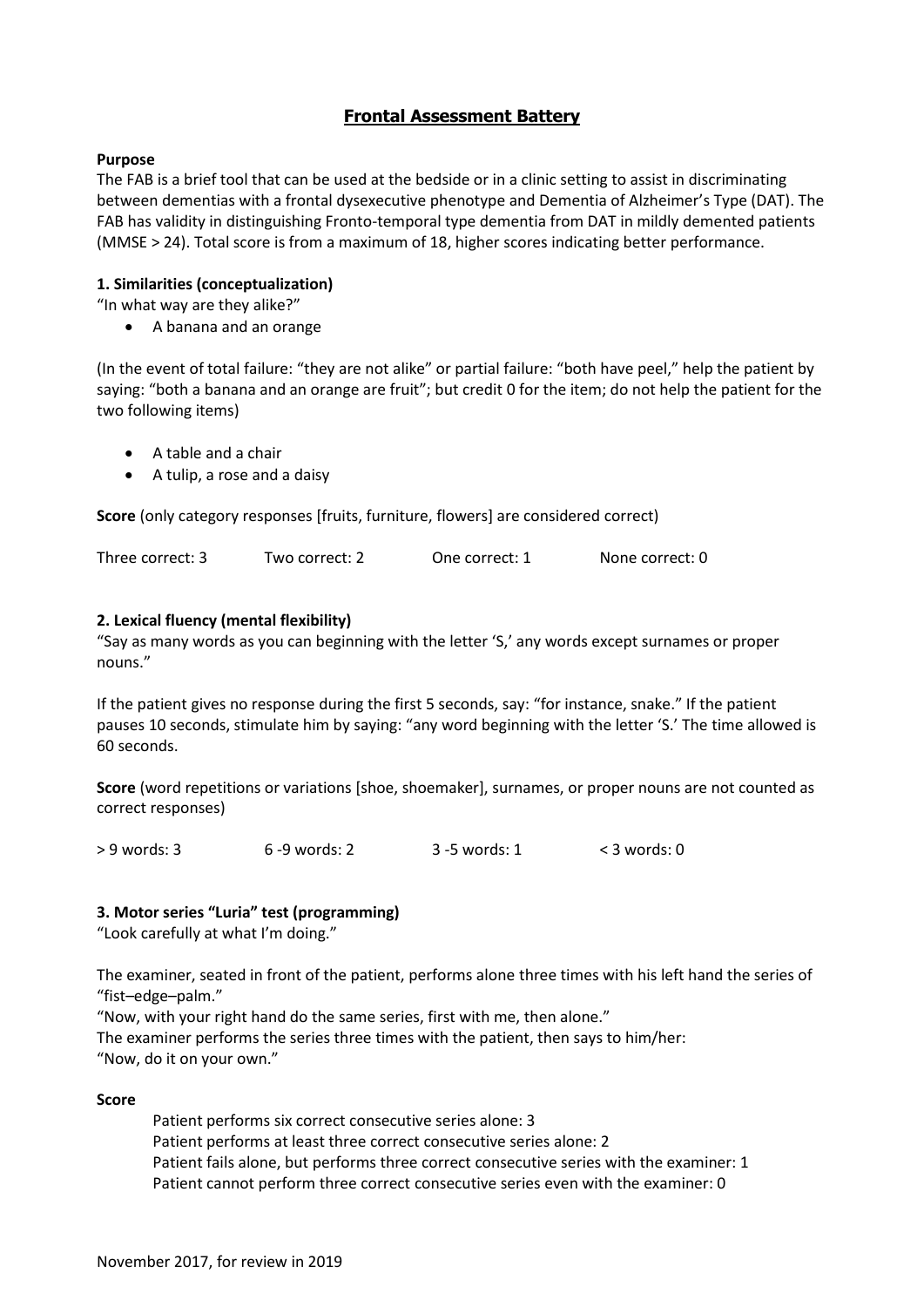# Frontal Assessment Battery

**Purpose**

The FAB is a brief tool that can be used at the bedside or in a clinic setting to assist in discriminating between dementias with a frontal dysexecutive phenotype and Dementia of Alzheimer's Type (DAT). The FAB has validity in distinguishing Fronto-temporal type dementia from DAT in mildly demented patients (MMSE > 24). Total score is from a maximum of 18, higher scores indicating better performance.

**1. Similarities (conceptualization)**

"In what way are they alike?"

- A banana and an orange

(In the event of total failure: "they are not alike" or partial failure: "both have peel," help the patient by saying: "both a banana and an orange are fruit"; but credit 0 for the item; do not help the patient for the two following items)

- A table and a chair
- A tulip, a rose and a daisy

**Score** (only category responses [fruits, furniture, flowers] are considered correct)

Three correct: 3 Two correct: 2 One correct: 1 None correct: 0

**2. Lexical fluency (mental flexibility)**

"Say as many words as you can beginning with the letter 'S,' any words except surnames or proper nouns."

If the patient gives no response during the first 5 seconds, say: "for instance, snake." If the patient pauses 10 seconds, stimulate him by saying: "any word beginning with the letter 'S.' The time allowed is 60 seconds.

**Score** (word repetitions or variations [shoe, shoemaker], surnames, or proper nouns are not counted as correct responses)

> 9 words: 3 6 -9 words: 2 3 -5 words: 1 < 3 words: 0

**3. Motor series "Luria" test (programming)**

"Look carefully at what I'm doing."

The examiner, seated in front of the patient, performs alone three times with his left hand the series of "fist–edge–palm."

"Now, with your right hand do the same series, first with me, then alone."

The examiner performs the series three times with the patient, then says to him/her:

"Now, do it on your own."

**Score**

Patient performs six correct consecutive series alone: 3
Patient performs at least three correct consecutive series alone: 2
Patient fails alone, but performs three correct consecutive series with the examiner: 1
Patient cannot perform three correct consecutive series even with the examiner: 0

November 2017, for review in 2019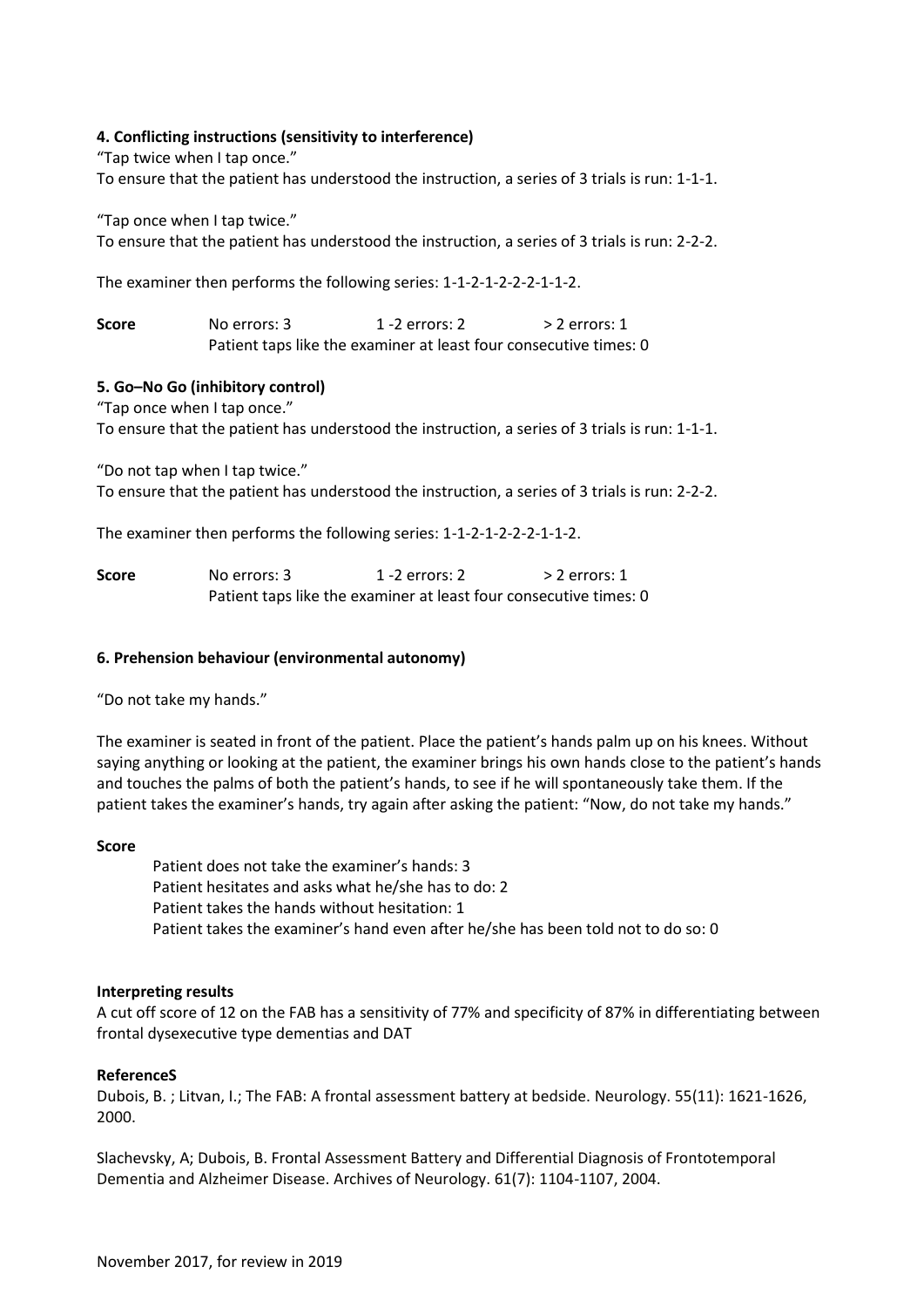**4. Conflicting instructions (sensitivity to interference)**

"Tap twice when I tap once."
To ensure that the patient has understood the instruction, a series of 3 trials is run: 1-1-1.

"Tap once when I tap twice."
To ensure that the patient has understood the instruction, a series of 3 trials is run: 2-2-2.

The examiner then performs the following series: 1-1-2-1-2-2-2-1-1-2.

**Score** No errors: 3 1 -2 errors: 2 > 2 errors: 1
Patient taps like the examiner at least four consecutive times: 0

**5. Go–No Go (inhibitory control)**

"Tap once when I tap once."
To ensure that the patient has understood the instruction, a series of 3 trials is run: 1-1-1.

"Do not tap when I tap twice."
To ensure that the patient has understood the instruction, a series of 3 trials is run: 2-2-2.

The examiner then performs the following series: 1-1-2-1-2-2-2-1-1-2.

**Score** No errors: 3 1 -2 errors: 2 > 2 errors: 1
Patient taps like the examiner at least four consecutive times: 0

**6. Prehension behaviour (environmental autonomy)**

"Do not take my hands."

The examiner is seated in front of the patient. Place the patient's hands palm up on his knees. Without saying anything or looking at the patient, the examiner brings his own hands close to the patient's hands and touches the palms of both the patient's hands, to see if he will spontaneously take them. If the patient takes the examiner's hands, try again after asking the patient: "Now, do not take my hands."

**Score**

Patient does not take the examiner's hands: 3
Patient hesitates and asks what he/she has to do: 2
Patient takes the hands without hesitation: 1
Patient takes the examiner's hand even after he/she has been told not to do so: 0

**Interpreting results**

A cut off score of 12 on the FAB has a sensitivity of 77% and specificity of 87% in differentiating between frontal dysexecutive type dementias and DAT

**ReferenceS**

Dubois, B. ; Litvan, I.; The FAB: A frontal assessment battery at bedside. Neurology. 55(11): 1621-1626, 2000.

Slachevsky, A; Dubois, B. Frontal Assessment Battery and Differential Diagnosis of Frontotemporal Dementia and Alzheimer Disease. Archives of Neurology. 61(7): 1104-1107, 2004.

November 2017, for review in 2019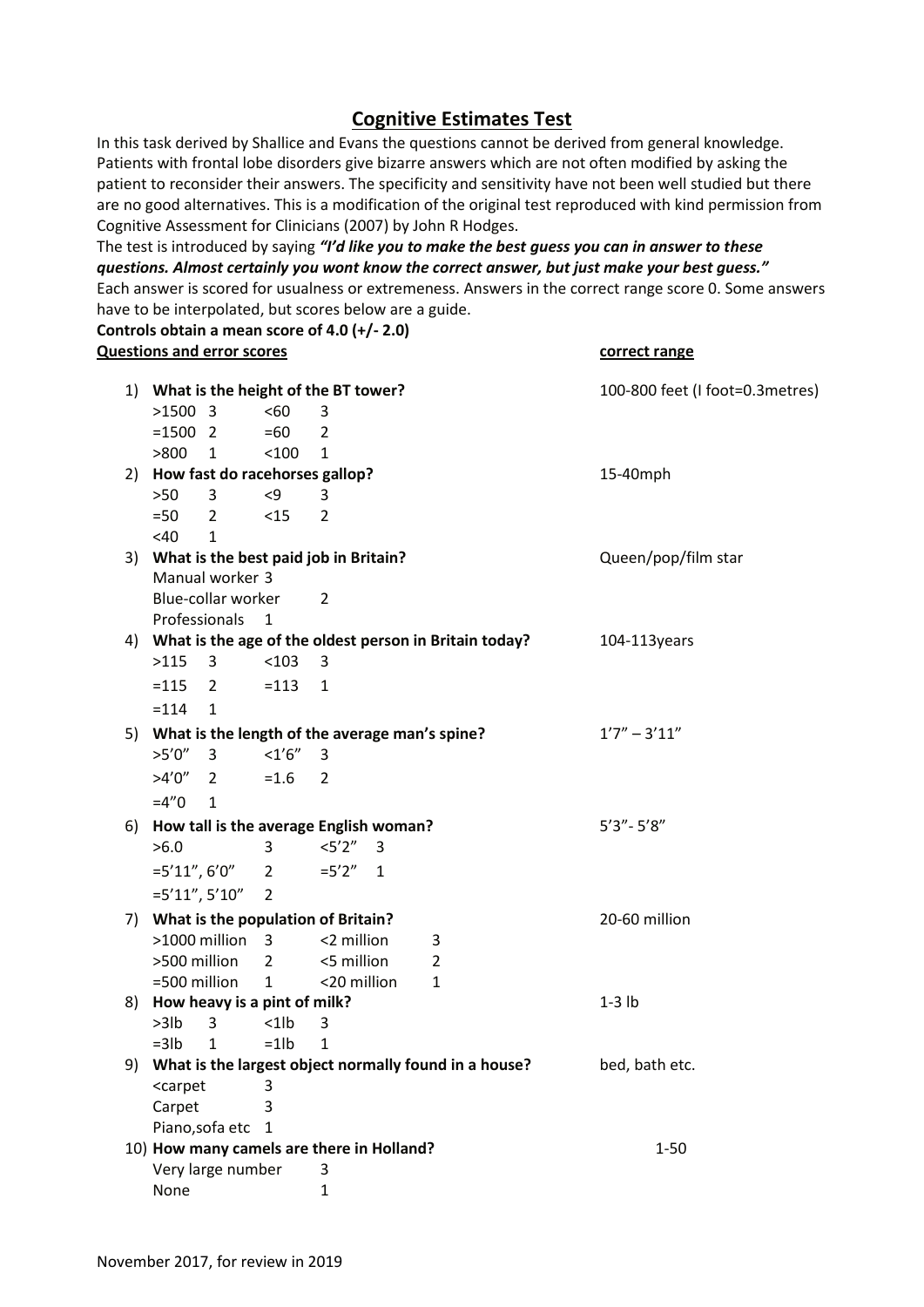# Cognitive Estimates Test

In this task derived by Shallice and Evans the questions cannot be derived from general knowledge. Patients with frontal lobe disorders give bizarre answers which are not often modified by asking the patient to reconsider their answers. The specificity and sensitivity have not been well studied but there are no good alternatives. This is a modification of the original test reproduced with kind permission from Cognitive Assessment for Clinicians (2007) by John R Hodges.

The test is introduced by saying ***"I'd like you to make the best guess you can in answer to these questions. Almost certainly you wont know the correct answer, but just make your best guess."***

Each answer is scored for usualness or extremeness. Answers in the correct range score 0. Some answers have to be interpolated, but scores below are a guide.

**Controls obtain a mean score of 4.0 (+/- 2.0)**

**Questions and error scores** — **correct range**

1) **What is the height of the BT tower?** — correct range: 100-800 feet (I foot=0.3metres)

| | | | |
|---|---|---|---|
| >1500 | 3 | <60 | 3 |
| =1500 | 2 | =60 | 2 |
| >800 | 1 | <100 | 1 |

2) **How fast do racehorses gallop?** — correct range: 15-40mph

| | | | |
|---|---|---|---|
| >50 | 3 | <9 | 3 |
| =50 | 2 | <15 | 2 |
| <40 | 1 | | |

3) **What is the best paid job in Britain?** — correct range: Queen/pop/film star

| | |
|---|---|
| Manual worker | 3 |
| Blue-collar worker | 2 |
| Professionals | 1 |

4) **What is the age of the oldest person in Britain today?** — correct range: 104-113years

| | | | |
|---|---|---|---|
| >115 | 3 | <103 | 3 |
| =115 | 2 | =113 | 1 |
| =114 | 1 | | |

5) **What is the length of the average man's spine?** — correct range: 1'7" – 3'11"

| | | | |
|---|---|---|---|
| >5'0" | 3 | <1'6" | 3 |
| >4'0" | 2 | =1.6 | 2 |
| =4"0 | 1 | | |

6) **How tall is the average English woman?** — correct range: 5'3"- 5'8"

| | | | |
|---|---|---|---|
| >6.0 | 3 | <5'2" | 3 |
| =5'11", 6'0" | 2 | =5'2" | 1 |
| =5'11", 5'10" | 2 | | |

7) **What is the population of Britain?** — correct range: 20-60 million

| | | | |
|---|---|---|---|
| >1000 million | 3 | <2 million | 3 |
| >500 million | 2 | <5 million | 2 |
| =500 million | 1 | <20 million | 1 |

8) **How heavy is a pint of milk?** — correct range: 1-3 lb

| | | | |
|---|---|---|---|
| >3lb | 3 | <1lb | 3 |
| =3lb | 1 | =1lb | 1 |

9) **What is the largest object normally found in a house?** — correct range: bed, bath etc.

| | |
|---|---|
| <carpet | 3 |
| Carpet | 3 |
| Piano,sofa etc | 1 |

10) **How many camels are there in Holland?** — correct range: 1-50

| | |
|---|---|
| Very large number | 3 |
| None | 1 |

November 2017, for review in 2019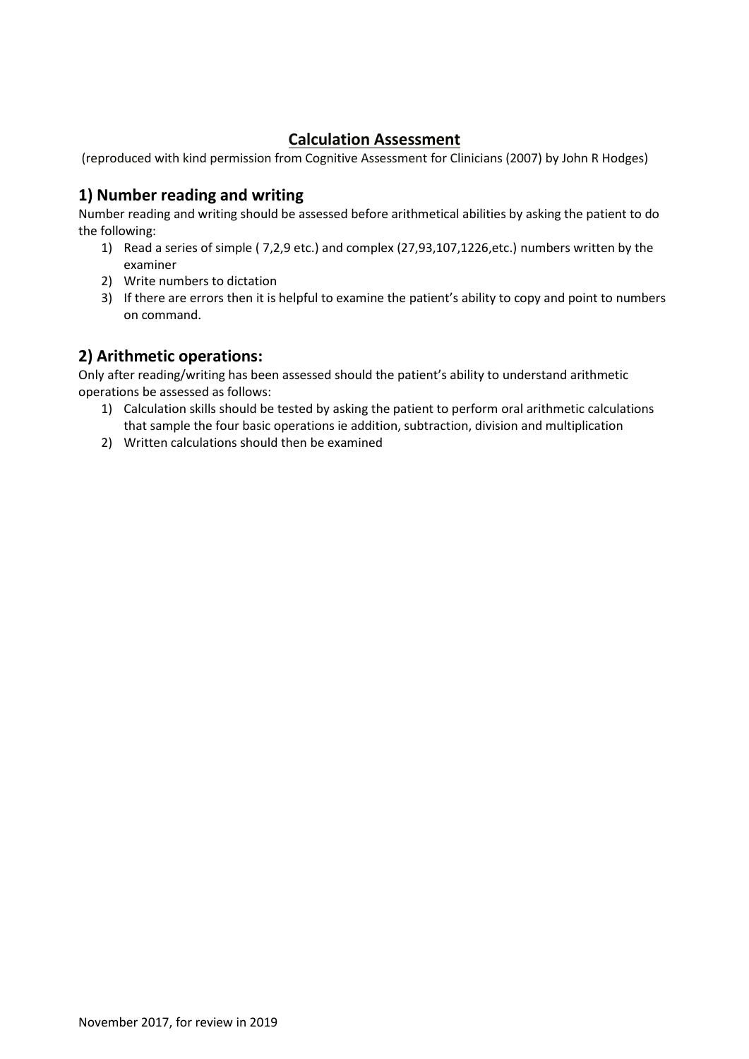# Calculation Assessment

(reproduced with kind permission from Cognitive Assessment for Clinicians (2007) by John R Hodges)

## 1) Number reading and writing

Number reading and writing should be assessed before arithmetical abilities by asking the patient to do the following:

1) Read a series of simple ( 7,2,9 etc.) and complex (27,93,107,1226,etc.) numbers written by the examiner
2) Write numbers to dictation
3) If there are errors then it is helpful to examine the patient's ability to copy and point to numbers on command.

## 2) Arithmetic operations:

Only after reading/writing has been assessed should the patient's ability to understand arithmetic operations be assessed as follows:

1) Calculation skills should be tested by asking the patient to perform oral arithmetic calculations that sample the four basic operations ie addition, subtraction, division and multiplication
2) Written calculations should then be examined

November 2017, for review in 2019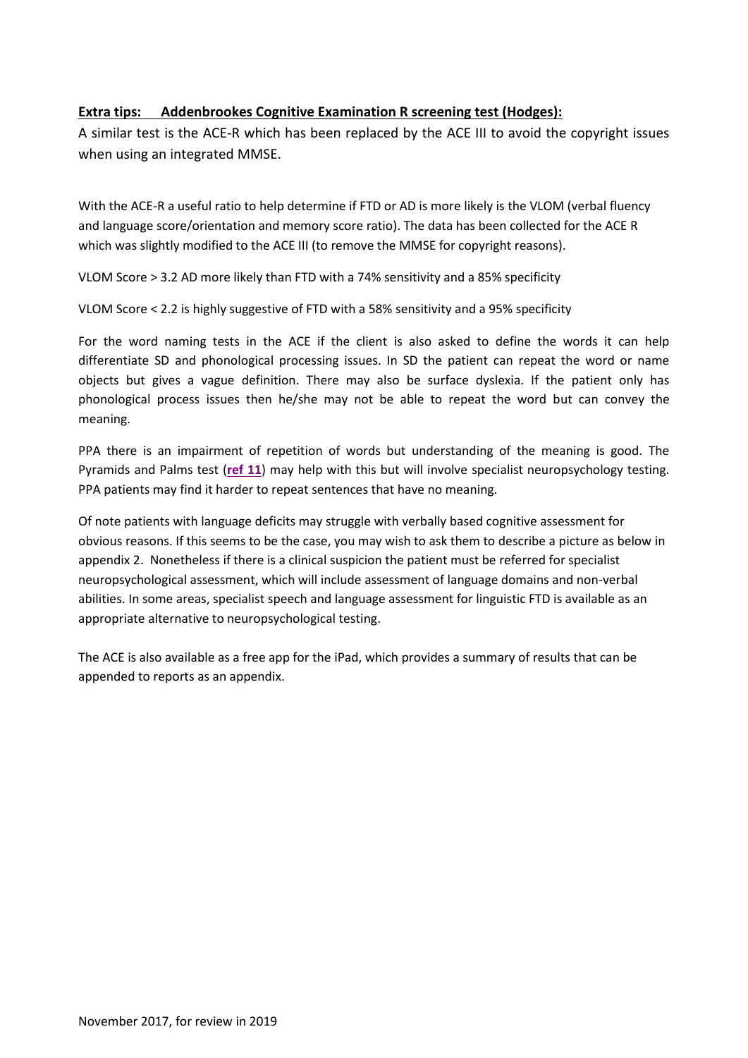**Extra tips: Addenbrookes Cognitive Examination R screening test (Hodges):**

A similar test is the ACE-R which has been replaced by the ACE III to avoid the copyright issues when using an integrated MMSE.

With the ACE-R a useful ratio to help determine if FTD or AD is more likely is the VLOM (verbal fluency and language score/orientation and memory score ratio). The data has been collected for the ACE R which was slightly modified to the ACE III (to remove the MMSE for copyright reasons).

VLOM Score > 3.2 AD more likely than FTD with a 74% sensitivity and a 85% specificity

VLOM Score < 2.2 is highly suggestive of FTD with a 58% sensitivity and a 95% specificity

For the word naming tests in the ACE if the client is also asked to define the words it can help differentiate SD and phonological processing issues. In SD the patient can repeat the word or name objects but gives a vague definition. There may also be surface dyslexia. If the patient only has phonological process issues then he/she may not be able to repeat the word but can convey the meaning.

PPA there is an impairment of repetition of words but understanding of the meaning is good. The Pyramids and Palms test (**ref 11**) may help with this but will involve specialist neuropsychology testing. PPA patients may find it harder to repeat sentences that have no meaning.

Of note patients with language deficits may struggle with verbally based cognitive assessment for obvious reasons. If this seems to be the case, you may wish to ask them to describe a picture as below in appendix 2. Nonetheless if there is a clinical suspicion the patient must be referred for specialist neuropsychological assessment, which will include assessment of language domains and non-verbal abilities. In some areas, specialist speech and language assessment for linguistic FTD is available as an appropriate alternative to neuropsychological testing.

The ACE is also available as a free app for the iPad, which provides a summary of results that can be appended to reports as an appendix.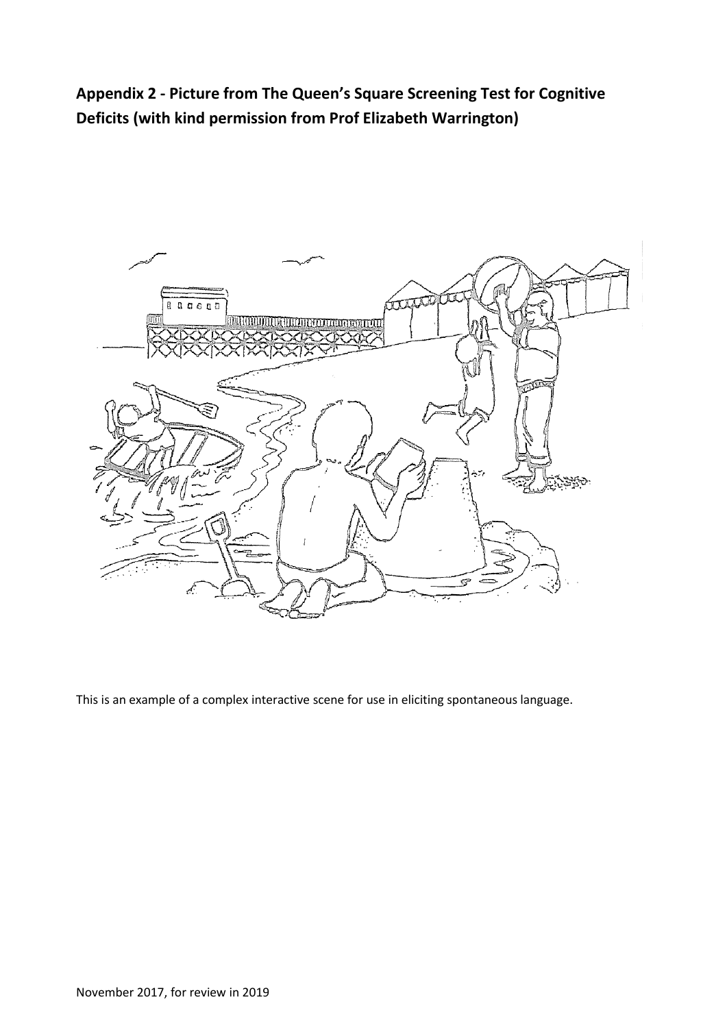**Appendix 2 - Picture from The Queen's Square Screening Test for Cognitive Deficits (with kind permission from Prof Elizabeth Warrington)**

This is an example of a complex interactive scene for use in eliciting spontaneous language.